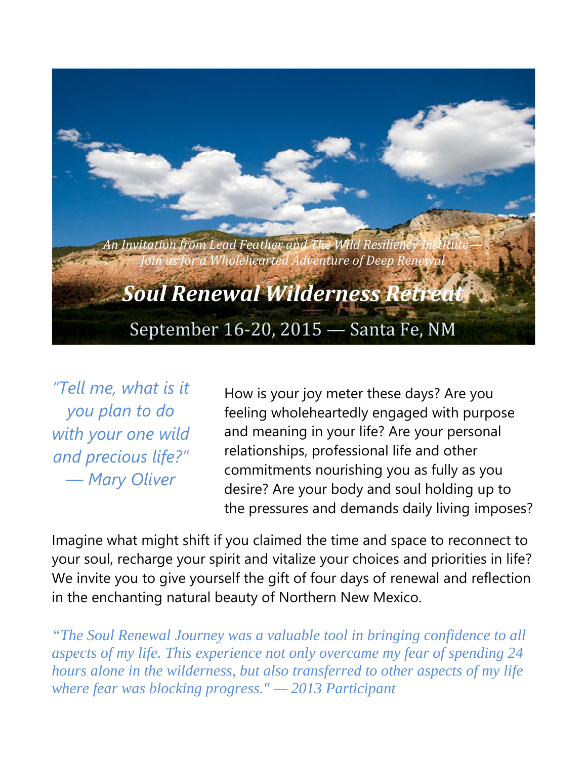*An Invitation from Lead Feather and The Wild Resiliency Institute—*
*Join us for a Wholehearted Adventure of Deep Renewal*

# *Soul Renewal Wilderness Retreat*

September 16-20, 2015 — Santa Fe, NM

*"Tell me, what is it you plan to do with your one wild and precious life?"*
*— Mary Oliver*

How is your joy meter these days? Are you feeling wholeheartedly engaged with purpose and meaning in your life? Are your personal relationships, professional life and other commitments nourishing you as fully as you desire? Are your body and soul holding up to the pressures and demands daily living imposes?

Imagine what might shift if you claimed the time and space to reconnect to your soul, recharge your spirit and vitalize your choices and priorities in life? We invite you to give yourself the gift of four days of renewal and reflection in the enchanting natural beauty of Northern New Mexico.

*"The Soul Renewal Journey was a valuable tool in bringing confidence to all aspects of my life. This experience not only overcame my fear of spending 24 hours alone in the wilderness, but also transferred to other aspects of my life where fear was blocking progress." — 2013 Participant*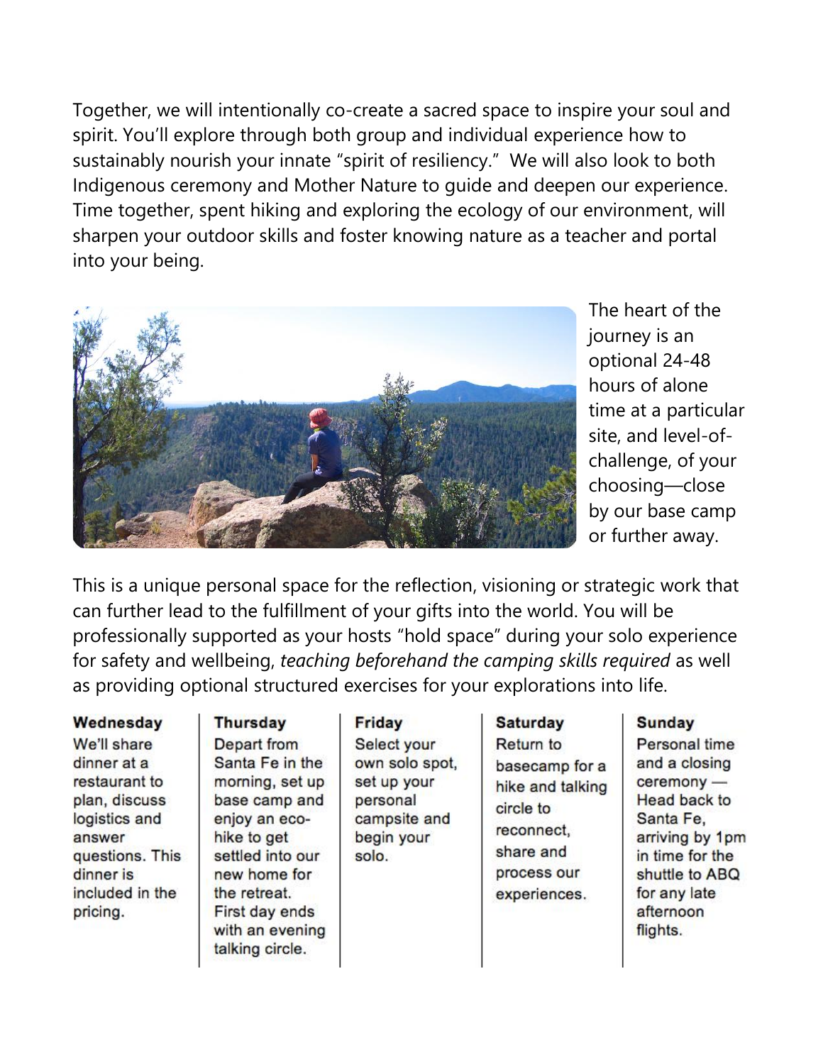Together, we will intentionally co-create a sacred space to inspire your soul and spirit. You'll explore through both group and individual experience how to sustainably nourish your innate "spirit of resiliency." We will also look to both Indigenous ceremony and Mother Nature to guide and deepen our experience. Time together, spent hiking and exploring the ecology of our environment, will sharpen your outdoor skills and foster knowing nature as a teacher and portal into your being.

The heart of the journey is an optional 24-48 hours of alone time at a particular site, and level-of-challenge, of your choosing—close by our base camp or further away.

This is a unique personal space for the reflection, visioning or strategic work that can further lead to the fulfillment of your gifts into the world. You will be professionally supported as your hosts "hold space" during your solo experience for safety and wellbeing, *teaching beforehand the camping skills required* as well as providing optional structured exercises for your explorations into life.

| Wednesday | Thursday | Friday | Saturday | Sunday |
|---|---|---|---|---|
| We'll share dinner at a restaurant to plan, discuss logistics and answer questions. This dinner is included in the pricing. | Depart from Santa Fe in the morning, set up base camp and enjoy an eco-hike to get settled into our new home for the retreat. First day ends with an evening talking circle. | Select your own solo spot, set up your personal campsite and begin your solo. | Return to basecamp for a hike and talking circle to reconnect, share and process our experiences. | Personal time and a closing ceremony — Head back to Santa Fe, arriving by 1pm in time for the shuttle to ABQ for any late afternoon flights. |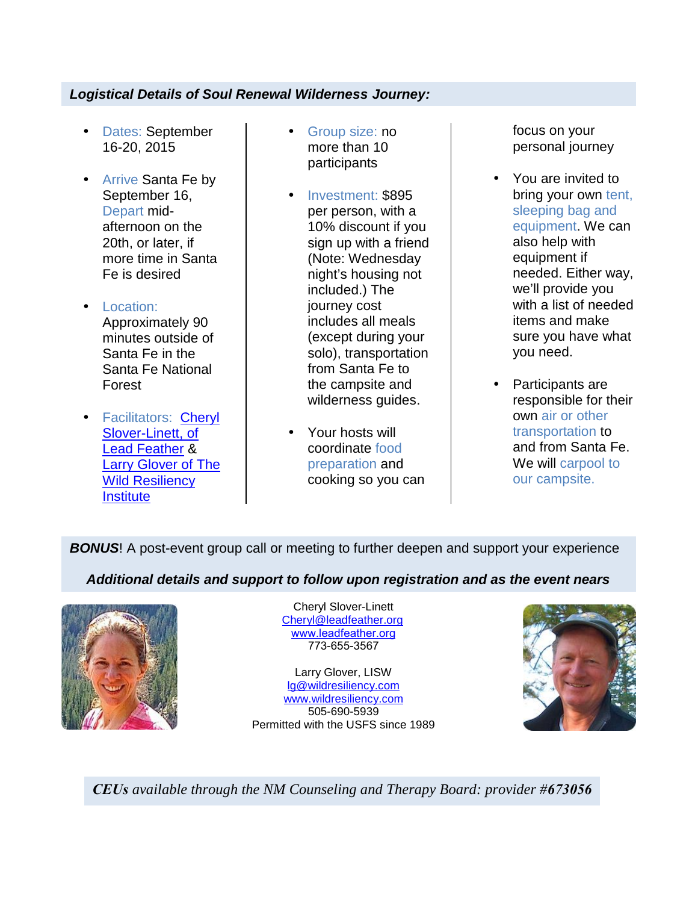***Logistical Details of Soul Renewal Wilderness Journey:***

- Dates: September 16-20, 2015
- Arrive Santa Fe by September 16, Depart mid-afternoon on the 20th, or later, if more time in Santa Fe is desired
- Location: Approximately 90 minutes outside of Santa Fe in the Santa Fe National Forest
- Facilitators: Cheryl Slover-Linett, of Lead Feather & Larry Glover of The Wild Resiliency Institute
- Group size: no more than 10 participants
- Investment: $895 per person, with a 10% discount if you sign up with a friend (Note: Wednesday night's housing not included.) The journey cost includes all meals (except during your solo), transportation from Santa Fe to the campsite and wilderness guides.
- Your hosts will coordinate food preparation and cooking so you can focus on your personal journey
- You are invited to bring your own tent, sleeping bag and equipment. We can also help with equipment if needed. Either way, we'll provide you with a list of needed items and make sure you have what you need.
- Participants are responsible for their own air or other transportation to and from Santa Fe. We will carpool to our campsite.

***BONUS***! A post-event group call or meeting to further deepen and support your experience

***Additional details and support to follow upon registration and as the event nears***

Cheryl Slover-Linett
Cheryl@leadfeather.org
www.leadfeather.org
773-655-3567

Larry Glover, LISW
lg@wildresiliency.com
www.wildresiliency.com
505-690-5939
Permitted with the USFS since 1989

***CEUs available through the NM Counseling and Therapy Board: provider #673056***